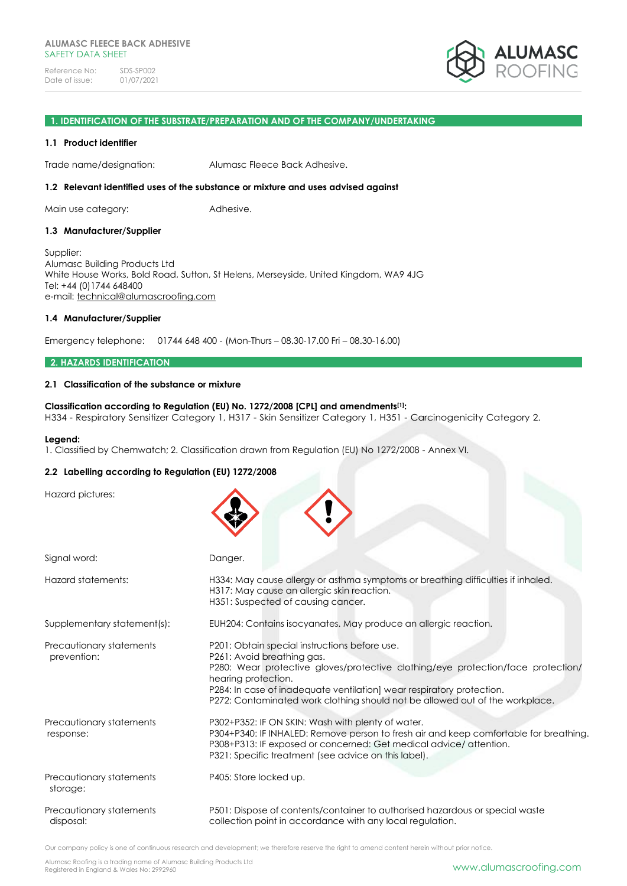ALUMASC FLEECE BACK ADHESIVE
SAFETY DATA SHEET

Reference No: SDS-SP002
Date of issue: 01/07/2021

## 1. IDENTIFICATION OF THE SUBSTRATE/PREPARATION AND OF THE COMPANY/UNDERTAKING

### 1.1 Product identifier

Trade name/designation: Alumasc Fleece Back Adhesive.

### 1.2 Relevant identified uses of the substance or mixture and uses advised against

Main use category: Adhesive.

### 1.3 Manufacturer/Supplier

Supplier:
Alumasc Building Products Ltd
White House Works, Bold Road, Sutton, St Helens, Merseyside, United Kingdom, WA9 4JG
Tel: +44 (0)1744 648400
e-mail: technical@alumascroofing.com

### 1.4 Manufacturer/Supplier

Emergency telephone: 01744 648 400 - (Mon-Thurs – 08.30-17.00 Fri – 08.30-16.00)

## 2. HAZARDS IDENTIFICATION

### 2.1 Classification of the substance or mixture

**Classification according to Regulation (EU) No. 1272/2008 [CPL] and amendments[1]:**
H334 - Respiratory Sensitizer Category 1, H317 - Skin Sensitizer Category 1, H351 - Carcinogenicity Category 2.

**Legend:**
1. Classified by Chemwatch; 2. Classification drawn from Regulation (EU) No 1272/2008 - Annex VI.

### 2.2 Labelling according to Regulation (EU) 1272/2008

Hazard pictures:

Signal word: Danger.

Hazard statements:
H334: May cause allergy or asthma symptoms or breathing difficulties if inhaled.
H317: May cause an allergic skin reaction.
H351: Suspected of causing cancer.

Supplementary statement(s): EUH204: Contains isocyanates. May produce an allergic reaction.

Precautionary statements prevention:
P201: Obtain special instructions before use.
P261: Avoid breathing gas.
P280: Wear protective gloves/protective clothing/eye protection/face protection/ hearing protection.
P284: In case of inadequate ventilation] wear respiratory protection.
P272: Contaminated work clothing should not be allowed out of the workplace.

Precautionary statements response:
P302+P352: IF ON SKIN: Wash with plenty of water.
P304+P340: IF INHALED: Remove person to fresh air and keep comfortable for breathing.
P308+P313: IF exposed or concerned: Get medical advice/ attention.
P321: Specific treatment (see advice on this label).

Precautionary statements storage: P405: Store locked up.

Precautionary statements disposal: P501: Dispose of contents/container to authorised hazardous or special waste collection point in accordance with any local regulation.

Our company policy is one of continuous research and development; we therefore reserve the right to amend content herein without prior notice.

Alumasc Roofing is a trading name of Alumasc Building Products Ltd
Registered in England & Wales No: 2992960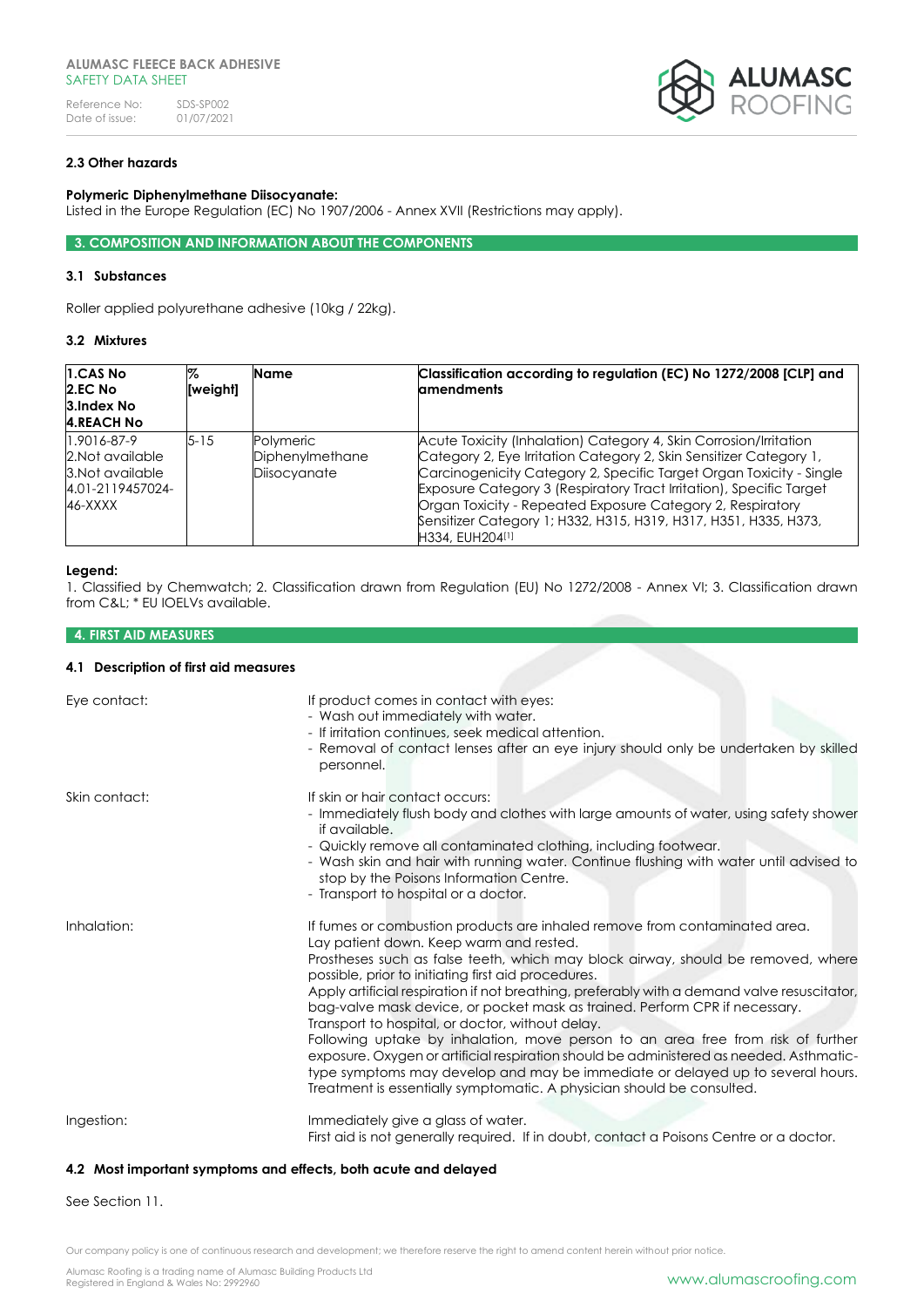### 2.3 Other hazards

**Polymeric Diphenylmethane Diisocyanate:**
Listed in the Europe Regulation (EC) No 1907/2006 - Annex XVII (Restrictions may apply).

## 3. COMPOSITION AND INFORMATION ABOUT THE COMPONENTS

### 3.1 Substances

Roller applied polyurethane adhesive (10kg / 22kg).

### 3.2 Mixtures

| 1.CAS No<br>2.EC No<br>3.Index No<br>4.REACH No | % [weight] | Name | Classification according to regulation (EC) No 1272/2008 [CLP] and amendments |
|---|---|---|---|
| 1.9016-87-9<br>2.Not available<br>3.Not available<br>4.01-2119457024-46-XXXX | 5-15 | Polymeric Diphenylmethane Diisocyanate | Acute Toxicity (Inhalation) Category 4, Skin Corrosion/Irritation Category 2, Eye Irritation Category 2, Skin Sensitizer Category 1, Carcinogenicity Category 2, Specific Target Organ Toxicity - Single Exposure Category 3 (Respiratory Tract Irritation), Specific Target Organ Toxicity - Repeated Exposure Category 2, Respiratory Sensitizer Category 1; H332, H315, H319, H317, H351, H335, H373, H334, EUH204[1] |

**Legend:**
1. Classified by Chemwatch; 2. Classification drawn from Regulation (EU) No 1272/2008 - Annex VI; 3. Classification drawn from C&L; * EU IOELVs available.

## 4. FIRST AID MEASURES

### 4.1 Description of first aid measures

**Eye contact:**

If product comes in contact with eyes:
- Wash out immediately with water.
- If irritation continues, seek medical attention.
- Removal of contact lenses after an eye injury should only be undertaken by skilled personnel.

**Skin contact:**

If skin or hair contact occurs:
- Immediately flush body and clothes with large amounts of water, using safety shower if available.
- Quickly remove all contaminated clothing, including footwear.
- Wash skin and hair with running water. Continue flushing with water until advised to stop by the Poisons Information Centre.
- Transport to hospital or a doctor.

**Inhalation:**

If fumes or combustion products are inhaled remove from contaminated area.
Lay patient down. Keep warm and rested.
Prostheses such as false teeth, which may block airway, should be removed, where possible, prior to initiating first aid procedures.
Apply artificial respiration if not breathing, preferably with a demand valve resuscitator, bag-valve mask device, or pocket mask as trained. Perform CPR if necessary.
Transport to hospital, or doctor, without delay.
Following uptake by inhalation, move person to an area free from risk of further exposure. Oxygen or artificial respiration should be administered as needed. Asthmatic-type symptoms may develop and may be immediate or delayed up to several hours. Treatment is essentially symptomatic. A physician should be consulted.

**Ingestion:**

Immediately give a glass of water.
First aid is not generally required. If in doubt, contact a Poisons Centre or a doctor.

### 4.2 Most important symptoms and effects, both acute and delayed

See Section 11.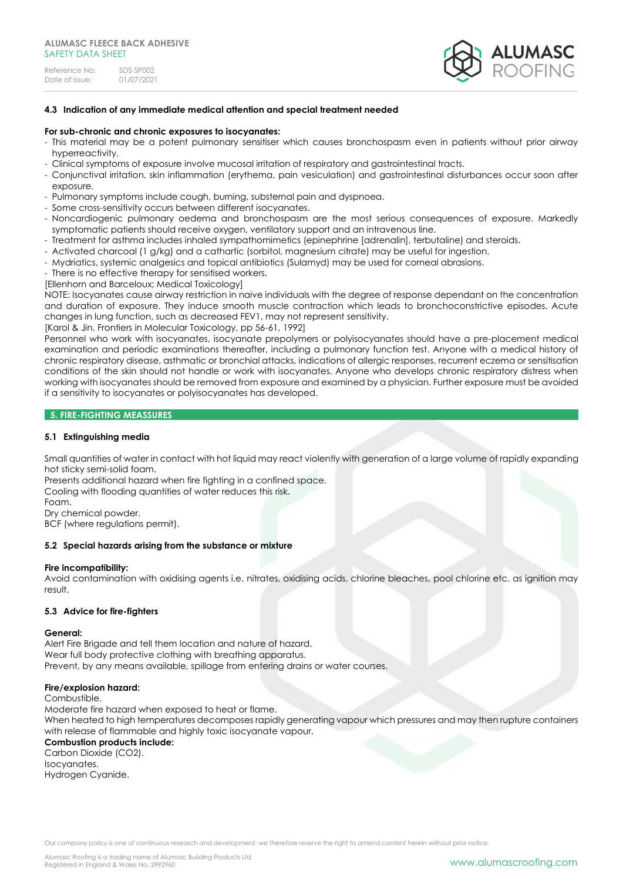### 4.3 Indication of any immediate medical attention and special treatment needed

**For sub-chronic and chronic exposures to isocyanates:**

- This material may be a potent pulmonary sensitiser which causes bronchospasm even in patients without prior airway hyperreactivity.
- Clinical symptoms of exposure involve mucosal irritation of respiratory and gastrointestinal tracts.
- Conjunctival irritation, skin inflammation (erythema, pain vesiculation) and gastrointestinal disturbances occur soon after exposure.
- Pulmonary symptoms include cough, burning, substernal pain and dyspnoea.
- Some cross-sensitivity occurs between different isocyanates.
- Noncardiogenic pulmonary oedema and bronchospasm are the most serious consequences of exposure. Markedly symptomatic patients should receive oxygen, ventilatory support and an intravenous line.
- Treatment for asthma includes inhaled sympathomimetics (epinephrine [adrenalin], terbutaline) and steroids.
- Activated charcoal (1 g/kg) and a cathartic (sorbitol, magnesium citrate) may be useful for ingestion.
- Mydriatics, systemic analgesics and topical antibiotics (Sulamyd) may be used for corneal abrasions.
- There is no effective therapy for sensitised workers.

[Ellenhorn and Barceloux; Medical Toxicology]

NOTE: Isocyanates cause airway restriction in naive individuals with the degree of response dependant on the concentration and duration of exposure. They induce smooth muscle contraction which leads to bronchoconstrictive episodes. Acute changes in lung function, such as decreased FEV1, may not represent sensitivity.

[Karol & Jin, Frontiers in Molecular Toxicology, pp 56-61, 1992]

Personnel who work with isocyanates, isocyanate prepolymers or polyisocyanates should have a pre-placement medical examination and periodic examinations thereafter, including a pulmonary function test. Anyone with a medical history of chronic respiratory disease, asthmatic or bronchial attacks, indications of allergic responses, recurrent eczema or sensitisation conditions of the skin should not handle or work with isocyanates. Anyone who develops chronic respiratory distress when working with isocyanates should be removed from exposure and examined by a physician. Further exposure must be avoided if a sensitivity to isocyanates or polyisocyanates has developed.

## 5. FIRE-FIGHTING MEASSURES

### 5.1 Extinguishing media

Small quantities of water in contact with hot liquid may react violently with generation of a large volume of rapidly expanding hot sticky semi-solid foam.
Presents additional hazard when fire fighting in a confined space.
Cooling with flooding quantities of water reduces this risk.
Foam.
Dry chemical powder.
BCF (where regulations permit).

### 5.2 Special hazards arising from the substance or mixture

**Fire incompatibility:**
Avoid contamination with oxidising agents i.e. nitrates, oxidising acids, chlorine bleaches, pool chlorine etc. as ignition may result.

### 5.3 Advice for fire-fighters

**General:**
Alert Fire Brigade and tell them location and nature of hazard.
Wear full body protective clothing with breathing apparatus.
Prevent, by any means available, spillage from entering drains or water courses.

**Fire/explosion hazard:**
Combustible.
Moderate fire hazard when exposed to heat or flame.
When heated to high temperatures decomposes rapidly generating vapour which pressures and may then rupture containers with release of flammable and highly toxic isocyanate vapour.

**Combustion products include:**
Carbon Dioxide ($CO_2$).
Isocyanates.
Hydrogen Cyanide.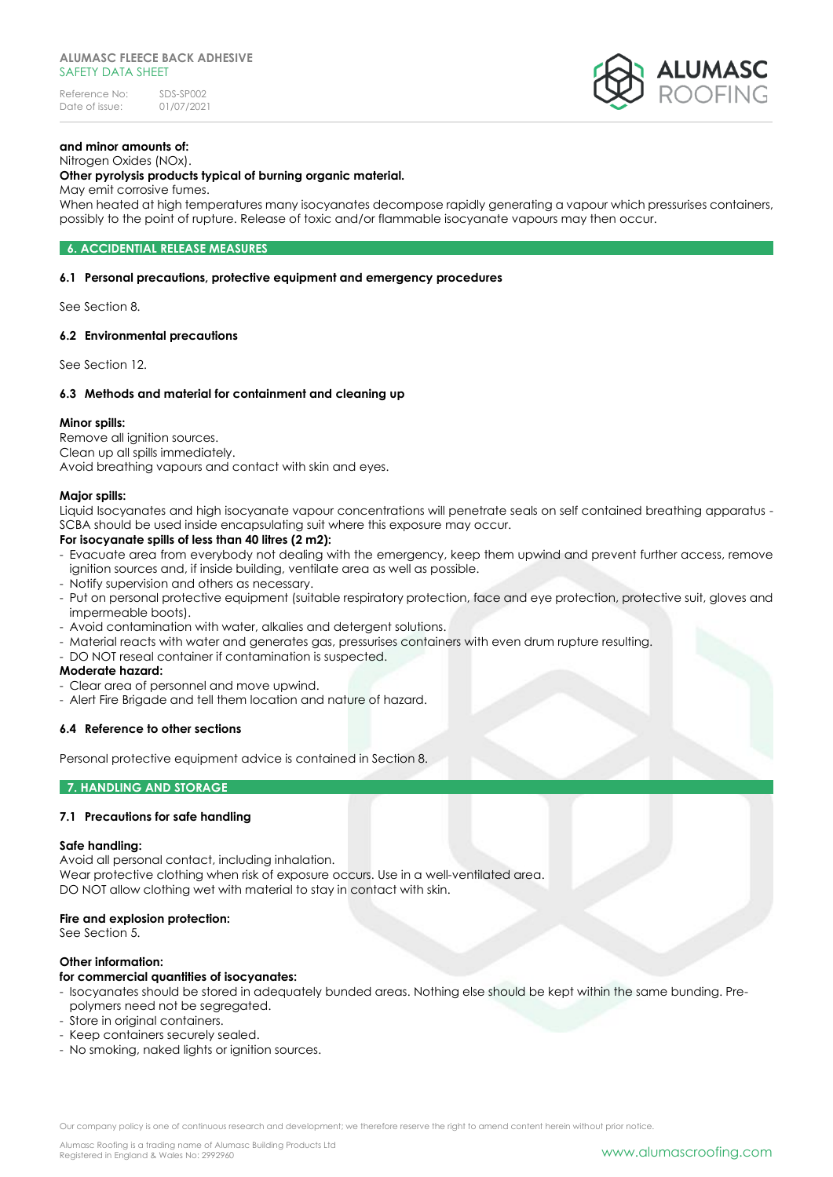**and minor amounts of:**
Nitrogen Oxides (NOx).

**Other pyrolysis products typical of burning organic material.**
May emit corrosive fumes.
When heated at high temperatures many isocyanates decompose rapidly generating a vapour which pressurises containers, possibly to the point of rupture. Release of toxic and/or flammable isocyanate vapours may then occur.

## 6. ACCIDENTAL RELEASE MEASURES

### 6.1 Personal precautions, protective equipment and emergency procedures

See Section 8.

### 6.2 Environmental precautions

See Section 12.

### 6.3 Methods and material for containment and cleaning up

**Minor spills:**
Remove all ignition sources.
Clean up all spills immediately.
Avoid breathing vapours and contact with skin and eyes.

**Major spills:**
Liquid Isocyanates and high isocyanate vapour concentrations will penetrate seals on self contained breathing apparatus - SCBA should be used inside encapsulating suit where this exposure may occur.

**For isocyanate spills of less than 40 litres (2 m2):**

- Evacuate area from everybody not dealing with the emergency, keep them upwind and prevent further access, remove ignition sources and, if inside building, ventilate area as well as possible.
- Notify supervision and others as necessary.
- Put on personal protective equipment (suitable respiratory protection, face and eye protection, protective suit, gloves and impermeable boots).
- Avoid contamination with water, alkalies and detergent solutions.
- Material reacts with water and generates gas, pressurises containers with even drum rupture resulting.
- DO NOT reseal container if contamination is suspected.

**Moderate hazard:**

- Clear area of personnel and move upwind.
- Alert Fire Brigade and tell them location and nature of hazard.

### 6.4 Reference to other sections

Personal protective equipment advice is contained in Section 8.

## 7. HANDLING AND STORAGE

### 7.1 Precautions for safe handling

**Safe handling:**
Avoid all personal contact, including inhalation.
Wear protective clothing when risk of exposure occurs. Use in a well-ventilated area.
DO NOT allow clothing wet with material to stay in contact with skin.

**Fire and explosion protection:**
See Section 5.

**Other information:**
**for commercial quantities of isocyanates:**

- Isocyanates should be stored in adequately bunded areas. Nothing else should be kept within the same bunding. Pre-polymers need not be segregated.
- Store in original containers.
- Keep containers securely sealed.
- No smoking, naked lights or ignition sources.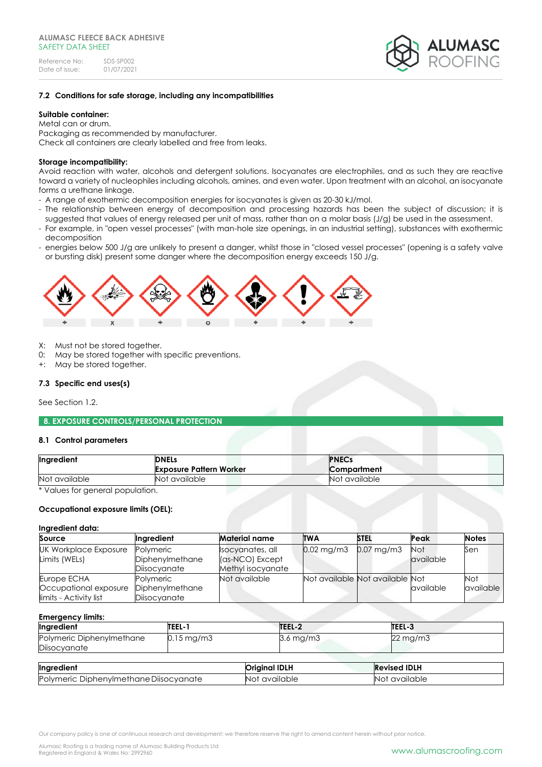### 7.2 Conditions for safe storage, including any incompatibilities

**Suitable container:**
Metal can or drum.
Packaging as recommended by manufacturer.
Check all containers are clearly labelled and free from leaks.

**Storage incompatibility:**
Avoid reaction with water, alcohols and detergent solutions. Isocyanates are electrophiles, and as such they are reactive toward a variety of nucleophiles including alcohols, amines, and even water. Upon treatment with an alcohol, an isocyanate forms a urethane linkage.

- A range of exothermic decomposition energies for isocyanates is given as 20-30 kJ/mol.
- The relationship between energy of decomposition and processing hazards has been the subject of discussion; it is suggested that values of energy released per unit of mass, rather than on a molar basis (J/g) be used in the assessment.
- For example, in "open vessel processes" (with man-hole size openings, in an industrial setting), substances with exothermic decomposition
- energies below 500 J/g are unlikely to present a danger, whilst those in "closed vessel processes" (opening is a safety valve or bursting disk) present some danger where the decomposition energy exceeds 150 J/g.

| + | X | + | O | + | + | + |
|---|---|---|---|---|---|---|

X: Must not be stored together.
0: May be stored together with specific preventions.
+: May be stored together.

### 7.3 Specific end uses(s)

See Section 1.2.

## 8. EXPOSURE CONTROLS/PERSONAL PROTECTION

### 8.1 Control parameters

| Ingredient | DNELs<br>Exposure Pattern Worker | PNECs<br>Compartment |
|---|---|---|
| Not available | Not available | Not available |

* Values for general population.

**Occupational exposure limits (OEL):**

**Ingredient data:**

| Source | Ingredient | Material name | TWA | STEL | Peak | Notes |
|---|---|---|---|---|---|---|
| UK Workplace Exposure Limits (WELs) | Polymeric Diphenylmethane Diisocyanate | Isocyanates, all (as-NCO) Except Methyl isocyanate | 0.02 mg/m3 | 0.07 mg/m3 | Not available | Sen |
| Europe ECHA Occupational exposure limits - Activity list | Polymeric Diphenylmethane Diisocyanate | Not available | Not available | Not available | Not available | Not available |

**Emergency limits:**

| Ingredient | TEEL-1 | TEEL-2 | TEEL-3 |
|---|---|---|---|
| Polymeric Diphenylmethane Diisocyanate | 0.15 mg/m3 | 3.6 mg/m3 | 22 mg/m3 |

| Ingredient | Original IDLH | Revised IDLH |
|---|---|---|
| Polymeric Diphenylmethane Diisocyanate | Not available | Not available |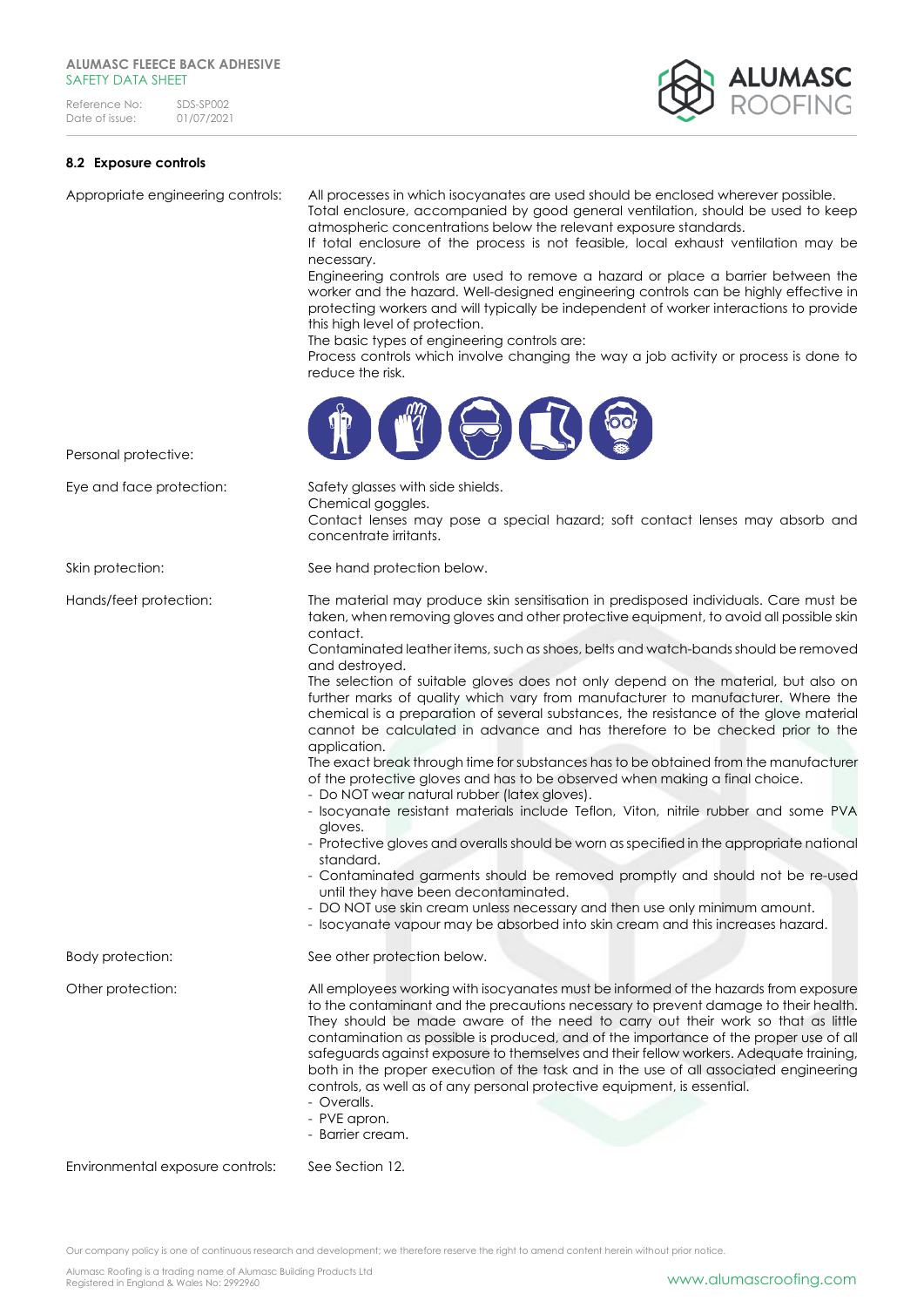## 8.2 Exposure controls

| | |
|---|---|
| Appropriate engineering controls: | All processes in which isocyanates are used should be enclosed wherever possible. Total enclosure, accompanied by good general ventilation, should be used to keep atmospheric concentrations below the relevant exposure standards. If total enclosure of the process is not feasible, local exhaust ventilation may be necessary. Engineering controls are used to remove a hazard or place a barrier between the worker and the hazard. Well-designed engineering controls can be highly effective in protecting workers and will typically be independent of worker interactions to provide this high level of protection. The basic types of engineering controls are: Process controls which involve changing the way a job activity or process is done to reduce the risk. |
| Personal protective: | |
| Eye and face protection: | Safety glasses with side shields. Chemical goggles. Contact lenses may pose a special hazard; soft contact lenses may absorb and concentrate irritants. |
| Skin protection: | See hand protection below. |
| Hands/feet protection: | The material may produce skin sensitisation in predisposed individuals. Care must be taken, when removing gloves and other protective equipment, to avoid all possible skin contact. Contaminated leather items, such as shoes, belts and watch-bands should be removed and destroyed. The selection of suitable gloves does not only depend on the material, but also on further marks of quality which vary from manufacturer to manufacturer. Where the chemical is a preparation of several substances, the resistance of the glove material cannot be calculated in advance and has therefore to be checked prior to the application. The exact break through time for substances has to be obtained from the manufacturer of the protective gloves and has to be observed when making a final choice.<br>- Do NOT wear natural rubber (latex gloves).<br>- Isocyanate resistant materials include Teflon, Viton, nitrile rubber and some PVA gloves.<br>- Protective gloves and overalls should be worn as specified in the appropriate national standard.<br>- Contaminated garments should be removed promptly and should not be re-used until they have been decontaminated.<br>- DO NOT use skin cream unless necessary and then use only minimum amount.<br>- Isocyanate vapour may be absorbed into skin cream and this increases hazard. |
| Body protection: | See other protection below. |
| Other protection: | All employees working with isocyanates must be informed of the hazards from exposure to the contaminant and the precautions necessary to prevent damage to their health. They should be made aware of the need to carry out their work so that as little contamination as possible is produced, and of the importance of the proper use of all safeguards against exposure to themselves and their fellow workers. Adequate training, both in the proper execution of the task and in the use of all associated engineering controls, as well as of any personal protective equipment, is essential.<br>- Overalls.<br>- PVE apron.<br>- Barrier cream. |
| Environmental exposure controls: | See Section 12. |

Our company policy is one of continuous research and development; we therefore reserve the right to amend content herein without prior notice.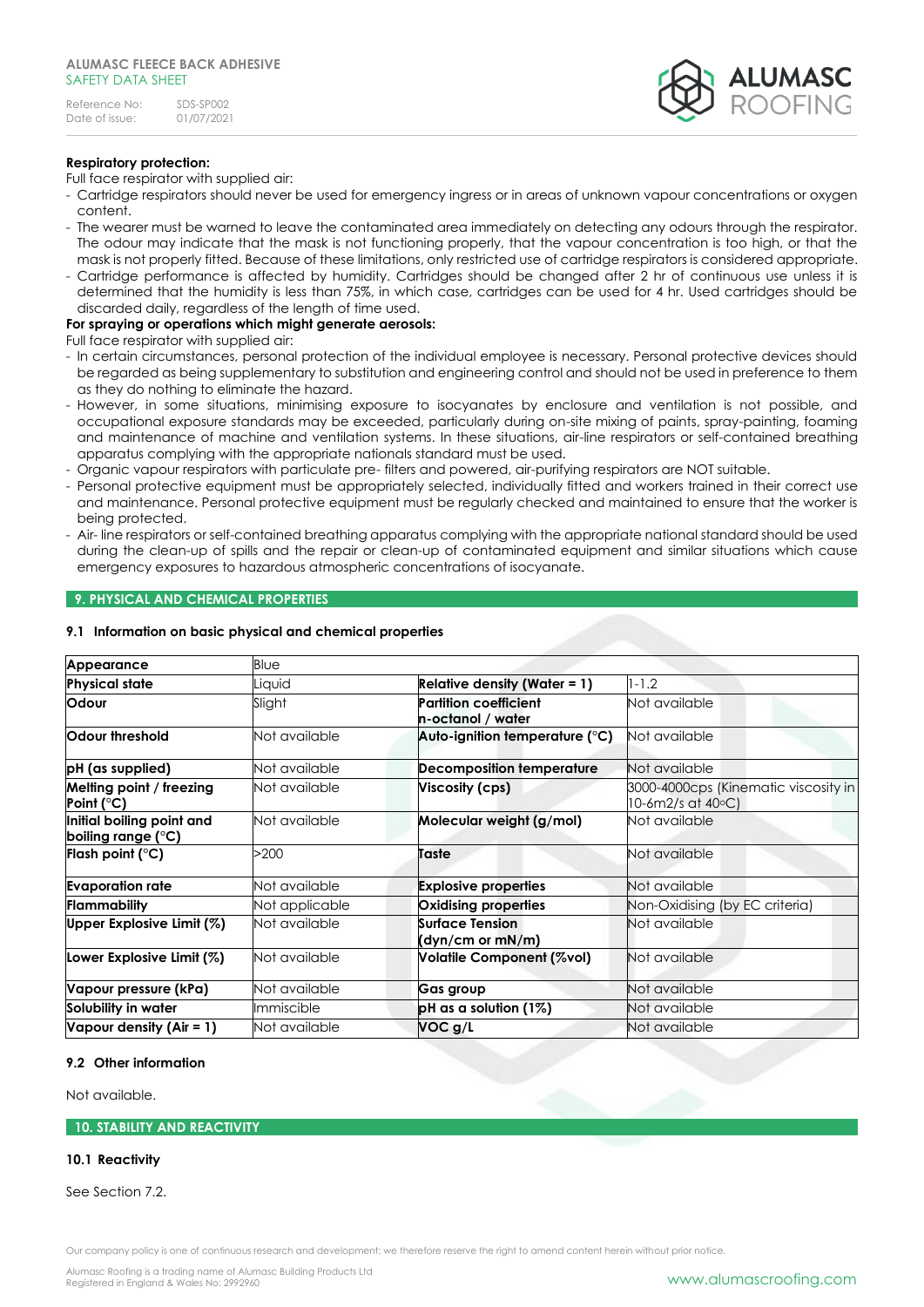**Respiratory protection:**

Full face respirator with supplied air:

- Cartridge respirators should never be used for emergency ingress or in areas of unknown vapour concentrations or oxygen content.
- The wearer must be warned to leave the contaminated area immediately on detecting any odours through the respirator. The odour may indicate that the mask is not functioning properly, that the vapour concentration is too high, or that the mask is not properly fitted. Because of these limitations, only restricted use of cartridge respirators is considered appropriate.
- Cartridge performance is affected by humidity. Cartridges should be changed after 2 hr of continuous use unless it is determined that the humidity is less than 75%, in which case, cartridges can be used for 4 hr. Used cartridges should be discarded daily, regardless of the length of time used.

**For spraying or operations which might generate aerosols:**

Full face respirator with supplied air:

- In certain circumstances, personal protection of the individual employee is necessary. Personal protective devices should be regarded as being supplementary to substitution and engineering control and should not be used in preference to them as they do nothing to eliminate the hazard.
- However, in some situations, minimising exposure to isocyanates by enclosure and ventilation is not possible, and occupational exposure standards may be exceeded, particularly during on-site mixing of paints, spray-painting, foaming and maintenance of machine and ventilation systems. In these situations, air-line respirators or self-contained breathing apparatus complying with the appropriate nationals standard must be used.
- Organic vapour respirators with particulate pre- filters and powered, air-purifying respirators are NOT suitable.
- Personal protective equipment must be appropriately selected, individually fitted and workers trained in their correct use and maintenance. Personal protective equipment must be regularly checked and maintained to ensure that the worker is being protected.
- Air- line respirators or self-contained breathing apparatus complying with the appropriate national standard should be used during the clean-up of spills and the repair or clean-up of contaminated equipment and similar situations which cause emergency exposures to hazardous atmospheric concentrations of isocyanate.

## 9. PHYSICAL AND CHEMICAL PROPERTIES

### 9.1 Information on basic physical and chemical properties

| **Appearance** | Blue | | |
|---|---|---|---|
| **Physical state** | Liquid | **Relative density (Water = 1)** | 1-1.2 |
| **Odour** | Slight | **Partition coefficient n-octanol / water** | Not available |
| **Odour threshold** | Not available | **Auto-ignition temperature (°C)** | Not available |
| **pH (as supplied)** | Not available | **Decomposition temperature** | Not available |
| **Melting point / freezing Point (°C)** | Not available | **Viscosity (cps)** | 3000-4000cps (Kinematic viscosity in 10-6m2/s at 40°C) |
| **Initial boiling point and boiling range (°C)** | Not available | **Molecular weight (g/mol)** | Not available |
| **Flash point (°C)** | >200 | **Taste** | Not available |
| **Evaporation rate** | Not available | **Explosive properties** | Not available |
| **Flammability** | Not applicable | **Oxidising properties** | Non-Oxidising (by EC criteria) |
| **Upper Explosive Limit (%)** | Not available | **Surface Tension (dyn/cm or mN/m)** | Not available |
| **Lower Explosive Limit (%)** | Not available | **Volatile Component (%vol)** | Not available |
| **Vapour pressure (kPa)** | Not available | **Gas group** | Not available |
| **Solubility in water** | Immiscible | **pH as a solution (1%)** | Not available |
| **Vapour density (Air = 1)** | Not available | **VOC g/L** | Not available |

### 9.2 Other information

Not available.

## 10. STABILITY AND REACTIVITY

### 10.1 Reactivity

See Section 7.2.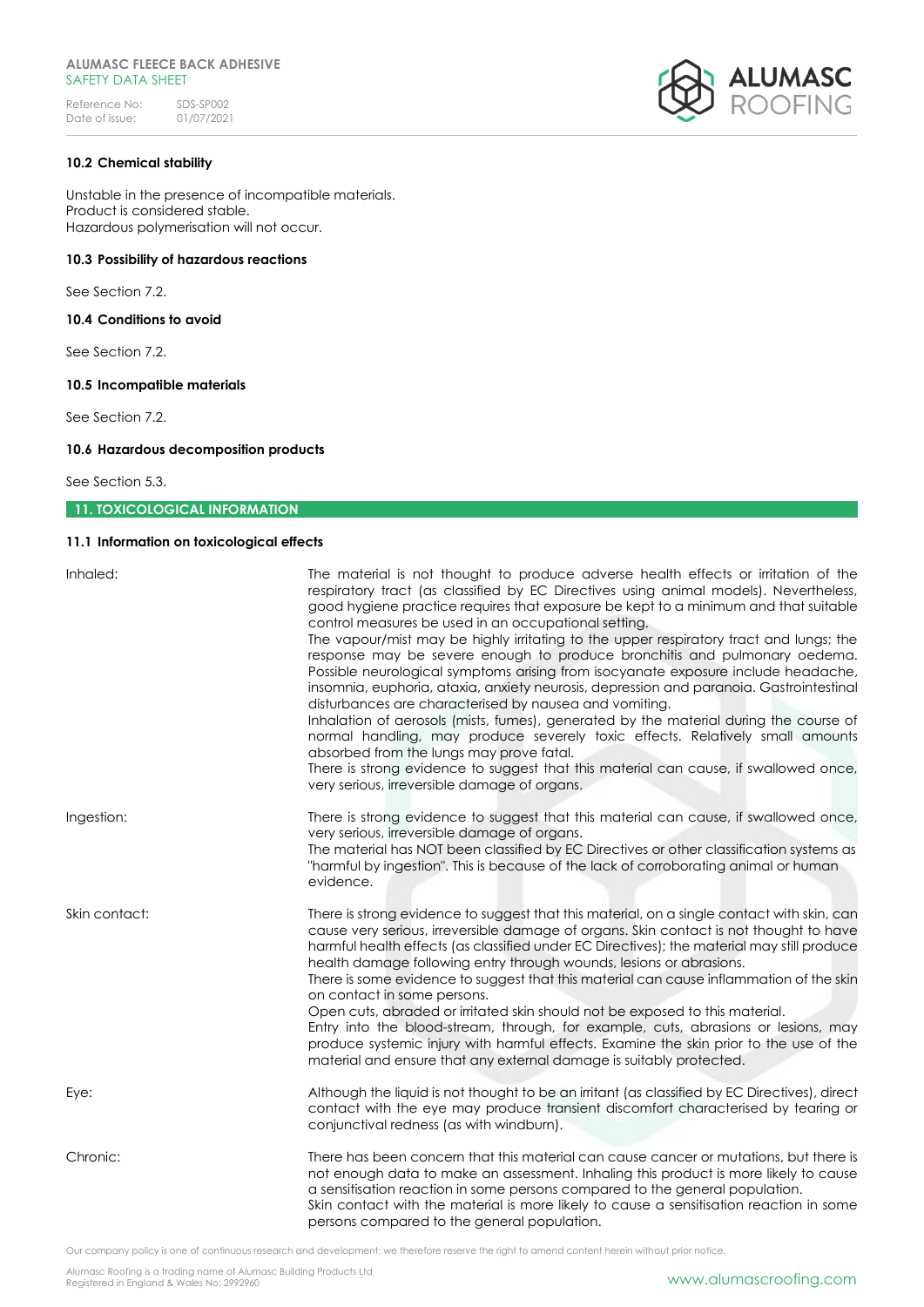### 10.2 Chemical stability

Unstable in the presence of incompatible materials.
Product is considered stable.
Hazardous polymerisation will not occur.

### 10.3 Possibility of hazardous reactions

See Section 7.2.

### 10.4 Conditions to avoid

See Section 7.2.

### 10.5 Incompatible materials

See Section 7.2.

### 10.6 Hazardous decomposition products

See Section 5.3.

## 11. TOXICOLOGICAL INFORMATION

### 11.1 Information on toxicological effects

| | |
|---|---|
| Inhaled: | The material is not thought to produce adverse health effects or irritation of the respiratory tract (as classified by EC Directives using animal models). Nevertheless, good hygiene practice requires that exposure be kept to a minimum and that suitable control measures be used in an occupational setting. The vapour/mist may be highly irritating to the upper respiratory tract and lungs; the response may be severe enough to produce bronchitis and pulmonary oedema. Possible neurological symptoms arising from isocyanate exposure include headache, insomnia, euphoria, ataxia, anxiety neurosis, depression and paranoia. Gastrointestinal disturbances are characterised by nausea and vomiting. Inhalation of aerosols (mists, fumes), generated by the material during the course of normal handling, may produce severely toxic effects. Relatively small amounts absorbed from the lungs may prove fatal. There is strong evidence to suggest that this material can cause, if swallowed once, very serious, irreversible damage of organs. |
| Ingestion: | There is strong evidence to suggest that this material can cause, if swallowed once, very serious, irreversible damage of organs. The material has NOT been classified by EC Directives or other classification systems as "harmful by ingestion". This is because of the lack of corroborating animal or human evidence. |
| Skin contact: | There is strong evidence to suggest that this material, on a single contact with skin, can cause very serious, irreversible damage of organs. Skin contact is not thought to have harmful health effects (as classified under EC Directives); the material may still produce health damage following entry through wounds, lesions or abrasions. There is some evidence to suggest that this material can cause inflammation of the skin on contact in some persons. Open cuts, abraded or irritated skin should not be exposed to this material. Entry into the blood-stream, through, for example, cuts, abrasions or lesions, may produce systemic injury with harmful effects. Examine the skin prior to the use of the material and ensure that any external damage is suitably protected. |
| Eye: | Although the liquid is not thought to be an irritant (as classified by EC Directives), direct contact with the eye may produce transient discomfort characterised by tearing or conjunctival redness (as with windburn). |
| Chronic: | There has been concern that this material can cause cancer or mutations, but there is not enough data to make an assessment. Inhaling this product is more likely to cause a sensitisation reaction in some persons compared to the general population. Skin contact with the material is more likely to cause a sensitisation reaction in some persons compared to the general population. |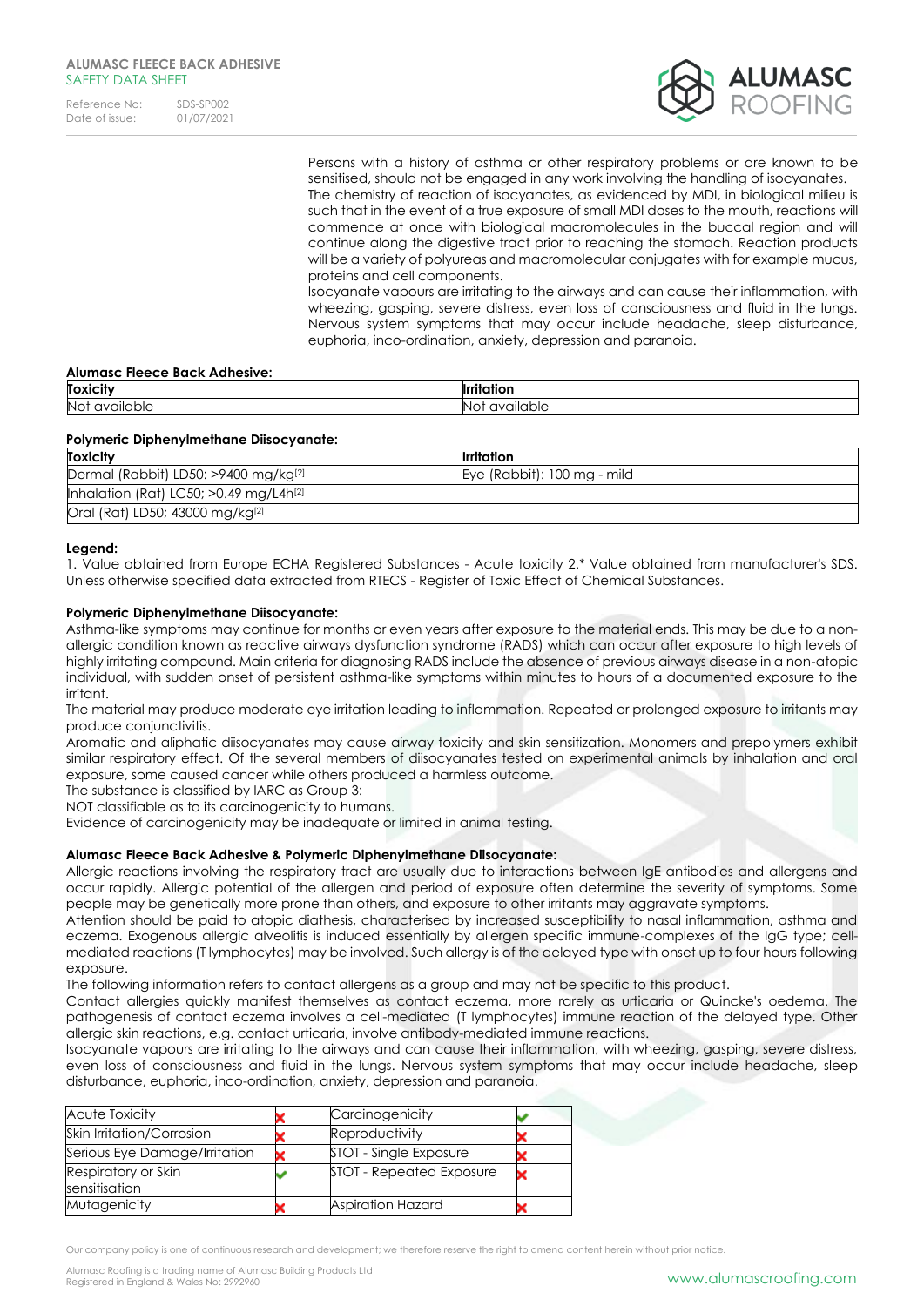Persons with a history of asthma or other respiratory problems or are known to be sensitised, should not be engaged in any work involving the handling of isocyanates.
The chemistry of reaction of isocyanates, as evidenced by MDI, in biological milieu is such that in the event of a true exposure of small MDI doses to the mouth, reactions will commence at once with biological macromolecules in the buccal region and will continue along the digestive tract prior to reaching the stomach. Reaction products will be a variety of polyureas and macromolecular conjugates with for example mucus, proteins and cell components.
Isocyanate vapours are irritating to the airways and can cause their inflammation, with wheezing, gasping, severe distress, even loss of consciousness and fluid in the lungs. Nervous system symptoms that may occur include headache, sleep disturbance, euphoria, inco-ordination, anxiety, depression and paranoia.

**Alumasc Fleece Back Adhesive:**

| Toxicity | Irritation |
|---|---|
| Not available | Not available |

**Polymeric Diphenylmethane Diisocyanate:**

| Toxicity | Irritation |
|---|---|
| Dermal (Rabbit) LD50: >9400 mg/kg[2] | Eye (Rabbit): 100 mg - mild |
| Inhalation (Rat) LC50; >0.49 mg/L4h[2] | |
| Oral (Rat) LD50; 43000 mg/kg[2] | |

**Legend:**
1. Value obtained from Europe ECHA Registered Substances - Acute toxicity 2.* Value obtained from manufacturer's SDS. Unless otherwise specified data extracted from RTECS - Register of Toxic Effect of Chemical Substances.

**Polymeric Diphenylmethane Diisocyanate:**
Asthma-like symptoms may continue for months or even years after exposure to the material ends. This may be due to a non-allergic condition known as reactive airways dysfunction syndrome (RADS) which can occur after exposure to high levels of highly irritating compound. Main criteria for diagnosing RADS include the absence of previous airways disease in a non-atopic individual, with sudden onset of persistent asthma-like symptoms within minutes to hours of a documented exposure to the irritant.
The material may produce moderate eye irritation leading to inflammation. Repeated or prolonged exposure to irritants may produce conjunctivitis.
Aromatic and aliphatic diisocyanates may cause airway toxicity and skin sensitization. Monomers and prepolymers exhibit similar respiratory effect. Of the several members of diisocyanates tested on experimental animals by inhalation and oral exposure, some caused cancer while others produced a harmless outcome.
The substance is classified by IARC as Group 3:
NOT classifiable as to its carcinogenicity to humans.
Evidence of carcinogenicity may be inadequate or limited in animal testing.

**Alumasc Fleece Back Adhesive & Polymeric Diphenylmethane Diisocyanate:**
Allergic reactions involving the respiratory tract are usually due to interactions between IgE antibodies and allergens and occur rapidly. Allergic potential of the allergen and period of exposure often determine the severity of symptoms. Some people may be genetically more prone than others, and exposure to other irritants may aggravate symptoms.
Attention should be paid to atopic diathesis, characterised by increased susceptibility to nasal inflammation, asthma and eczema. Exogenous allergic alveolitis is induced essentially by allergen specific immune-complexes of the IgG type; cell-mediated reactions (T lymphocytes) may be involved. Such allergy is of the delayed type with onset up to four hours following exposure.
The following information refers to contact allergens as a group and may not be specific to this product.
Contact allergies quickly manifest themselves as contact eczema, more rarely as urticaria or Quincke's oedema. The pathogenesis of contact eczema involves a cell-mediated (T lymphocytes) immune reaction of the delayed type. Other allergic skin reactions, e.g. contact urticaria, involve antibody-mediated immune reactions.
Isocyanate vapours are irritating to the airways and can cause their inflammation, with wheezing, gasping, severe distress, even loss of consciousness and fluid in the lungs. Nervous system symptoms that may occur include headache, sleep disturbance, euphoria, inco-ordination, anxiety, depression and paranoia.

| | | | |
|---|---|---|---|
| Acute Toxicity | ✗ | Carcinogenicity | ✓ |
| Skin Irritation/Corrosion | ✗ | Reproductivity | ✗ |
| Serious Eye Damage/Irritation | ✗ | STOT - Single Exposure | ✗ |
| Respiratory or Skin sensitisation | ✓ | STOT - Repeated Exposure | ✗ |
| Mutagenicity | ✗ | Aspiration Hazard | ✗ |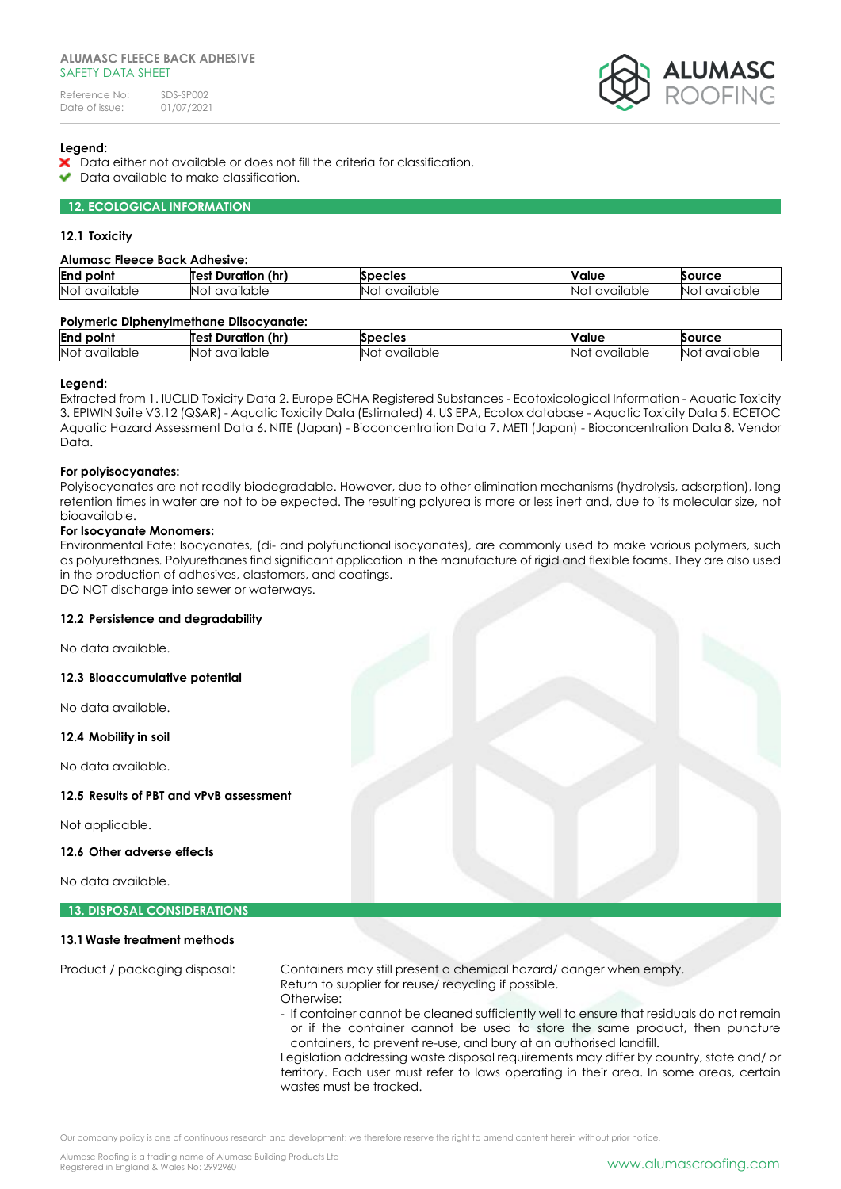**Legend:**

- ✖ Data either not available or does not fill the criteria for classification.
- ✔ Data available to make classification.

## 12. ECOLOGICAL INFORMATION

### 12.1 Toxicity

**Alumasc Fleece Back Adhesive:**

| End point | Test Duration (hr) | Species | Value | Source |
|---|---|---|---|---|
| Not available | Not available | Not available | Not available | Not available |

**Polymeric Diphenylmethane Diisocyanate:**

| End point | Test Duration (hr) | Species | Value | Source |
|---|---|---|---|---|
| Not available | Not available | Not available | Not available | Not available |

**Legend:**
Extracted from 1. IUCLID Toxicity Data 2. Europe ECHA Registered Substances - Ecotoxicological Information - Aquatic Toxicity 3. EPIWIN Suite V3.12 (QSAR) - Aquatic Toxicity Data (Estimated) 4. US EPA, Ecotox database - Aquatic Toxicity Data 5. ECETOC Aquatic Hazard Assessment Data 6. NITE (Japan) - Bioconcentration Data 7. METI (Japan) - Bioconcentration Data 8. Vendor Data.

**For polyisocyanates:**
Polyisocyanates are not readily biodegradable. However, due to other elimination mechanisms (hydrolysis, adsorption), long retention times in water are not to be expected. The resulting polyurea is more or less inert and, due to its molecular size, not bioavailable.

**For Isocyanate Monomers:**
Environmental Fate: Isocyanates, (di- and polyfunctional isocyanates), are commonly used to make various polymers, such as polyurethanes. Polyurethanes find significant application in the manufacture of rigid and flexible foams. They are also used in the production of adhesives, elastomers, and coatings.
DO NOT discharge into sewer or waterways.

### 12.2 Persistence and degradability

No data available.

### 12.3 Bioaccumulative potential

No data available.

### 12.4 Mobility in soil

No data available.

### 12.5 Results of PBT and vPvB assessment

Not applicable.

### 12.6 Other adverse effects

No data available.

## 13. DISPOSAL CONSIDERATIONS

### 13.1 Waste treatment methods

Product / packaging disposal:

Containers may still present a chemical hazard/ danger when empty.
Return to supplier for reuse/ recycling if possible.
Otherwise:

- If container cannot be cleaned sufficiently well to ensure that residuals do not remain or if the container cannot be used to store the same product, then puncture containers, to prevent re-use, and bury at an authorised landfill.

Legislation addressing waste disposal requirements may differ by country, state and/ or territory. Each user must refer to laws operating in their area. In some areas, certain wastes must be tracked.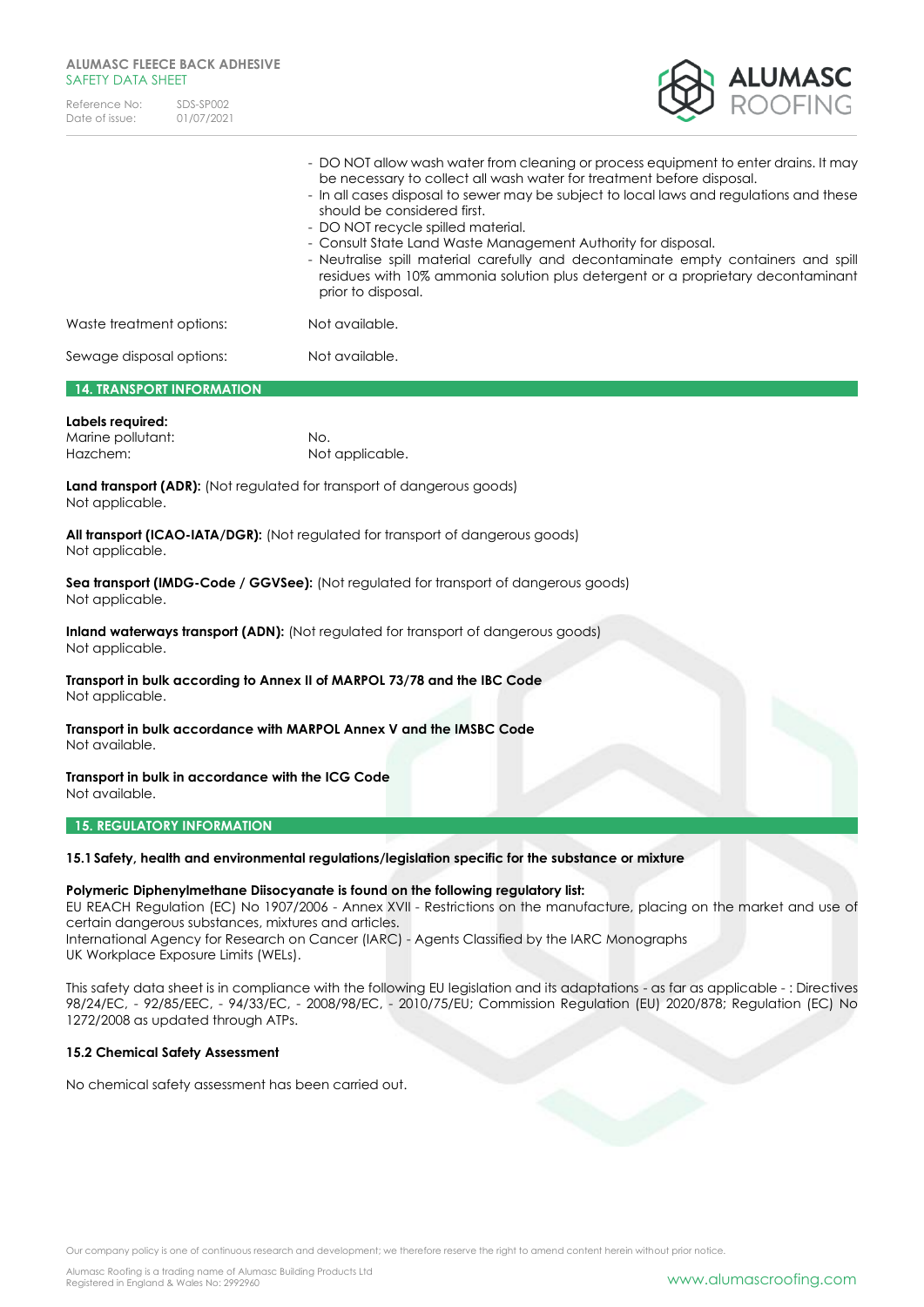- DO NOT allow wash water from cleaning or process equipment to enter drains. It may be necessary to collect all wash water for treatment before disposal.
- In all cases disposal to sewer may be subject to local laws and regulations and these should be considered first.
- DO NOT recycle spilled material.
- Consult State Land Waste Management Authority for disposal.
- Neutralise spill material carefully and decontaminate empty containers and spill residues with 10% ammonia solution plus detergent or a proprietary decontaminant prior to disposal.

Waste treatment options: Not available.

Sewage disposal options: Not available.

## 14. TRANSPORT INFORMATION

**Labels required:**

Marine pollutant: No.

Hazchem: Not applicable.

**Land transport (ADR):** (Not regulated for transport of dangerous goods)
Not applicable.

**All transport (ICAO-IATA/DGR):** (Not regulated for transport of dangerous goods)
Not applicable.

**Sea transport (IMDG-Code / GGVSee):** (Not regulated for transport of dangerous goods)
Not applicable.

**Inland waterways transport (ADN):** (Not regulated for transport of dangerous goods)
Not applicable.

**Transport in bulk according to Annex II of MARPOL 73/78 and the IBC Code**
Not applicable.

**Transport in bulk accordance with MARPOL Annex V and the IMSBC Code**
Not available.

**Transport in bulk in accordance with the ICG Code**
Not available.

## 15. REGULATORY INFORMATION

### 15.1 Safety, health and environmental regulations/legislation specific for the substance or mixture

**Polymeric Diphenylmethane Diisocyanate is found on the following regulatory list:**
EU REACH Regulation (EC) No 1907/2006 - Annex XVII - Restrictions on the manufacture, placing on the market and use of certain dangerous substances, mixtures and articles.
International Agency for Research on Cancer (IARC) - Agents Classified by the IARC Monographs
UK Workplace Exposure Limits (WELs).

This safety data sheet is in compliance with the following EU legislation and its adaptations - as far as applicable - : Directives 98/24/EC, - 92/85/EEC, - 94/33/EC, - 2008/98/EC, - 2010/75/EU; Commission Regulation (EU) 2020/878; Regulation (EC) No 1272/2008 as updated through ATPs.

### 15.2 Chemical Safety Assessment

No chemical safety assessment has been carried out.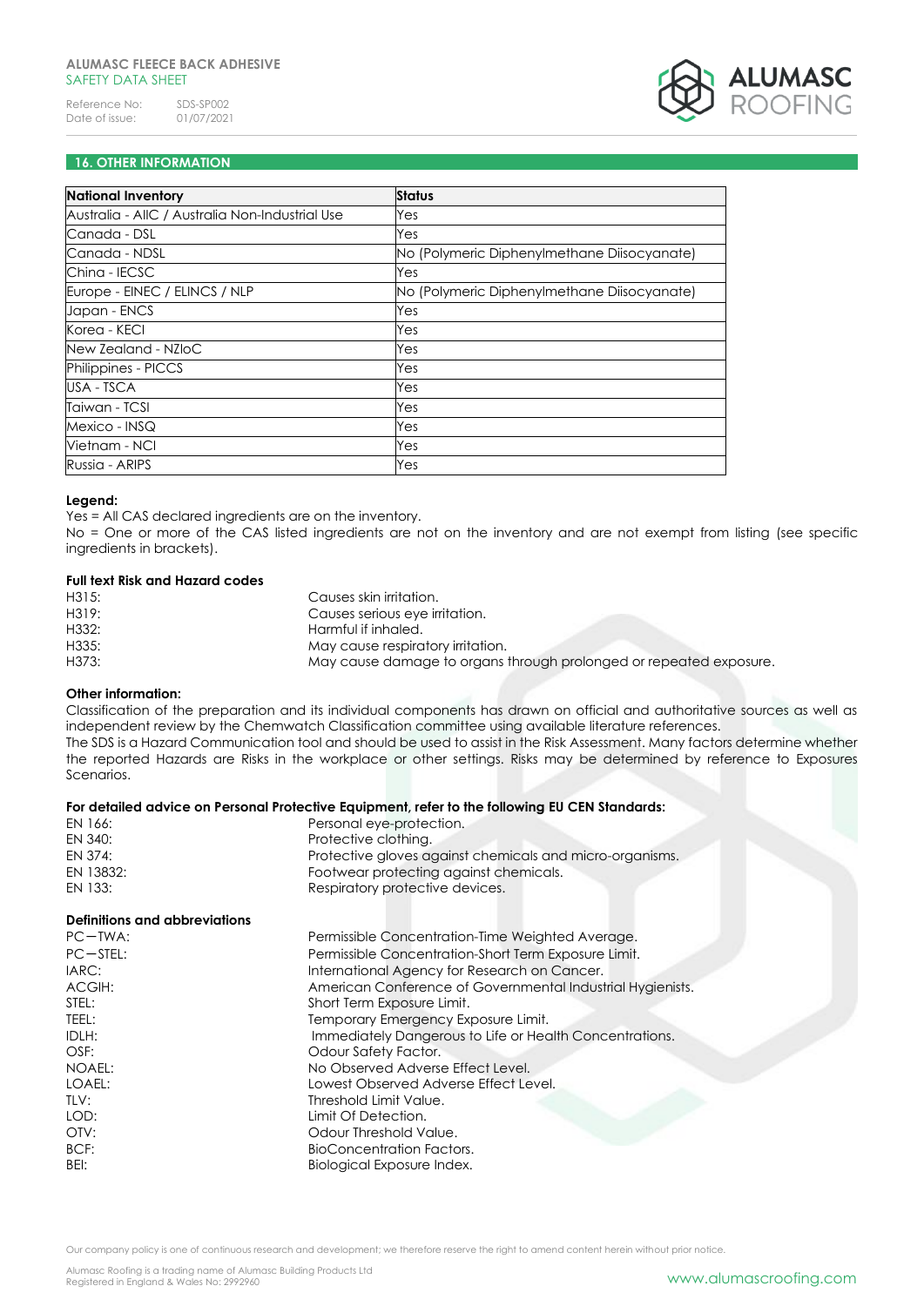## 16. OTHER INFORMATION

| National Inventory | Status |
|---|---|
| Australia - AIIC / Australia Non-Industrial Use | Yes |
| Canada - DSL | Yes |
| Canada - NDSL | No (Polymeric Diphenylmethane Diisocyanate) |
| China - IECSC | Yes |
| Europe - EINEC / ELINCS / NLP | No (Polymeric Diphenylmethane Diisocyanate) |
| Japan - ENCS | Yes |
| Korea - KECI | Yes |
| New Zealand - NZIoC | Yes |
| Philippines - PICCS | Yes |
| USA - TSCA | Yes |
| Taiwan - TCSI | Yes |
| Mexico - INSQ | Yes |
| Vietnam - NCI | Yes |
| Russia - ARIPS | Yes |

**Legend:**

Yes = All CAS declared ingredients are on the inventory.

No = One or more of the CAS listed ingredients are not on the inventory and are not exempt from listing (see specific ingredients in brackets).

**Full text Risk and Hazard codes**

| | |
|---|---|
| H315: | Causes skin irritation. |
| H319: | Causes serious eye irritation. |
| H332: | Harmful if inhaled. |
| H335: | May cause respiratory irritation. |
| H373: | May cause damage to organs through prolonged or repeated exposure. |

**Other information:**

Classification of the preparation and its individual components has drawn on official and authoritative sources as well as independent review by the Chemwatch Classification committee using available literature references.

The SDS is a Hazard Communication tool and should be used to assist in the Risk Assessment. Many factors determine whether the reported Hazards are Risks in the workplace or other settings. Risks may be determined by reference to Exposures Scenarios.

**For detailed advice on Personal Protective Equipment, refer to the following EU CEN Standards:**

| | |
|---|---|
| EN 166: | Personal eye-protection. |
| EN 340: | Protective clothing. |
| EN 374: | Protective gloves against chemicals and micro-organisms. |
| EN 13832: | Footwear protecting against chemicals. |
| EN 133: | Respiratory protective devices. |

**Definitions and abbreviations**

| | |
|---|---|
| PC—TWA: | Permissible Concentration-Time Weighted Average. |
| PC—STEL: | Permissible Concentration-Short Term Exposure Limit. |
| IARC: | International Agency for Research on Cancer. |
| ACGIH: | American Conference of Governmental Industrial Hygienists. |
| STEL: | Short Term Exposure Limit. |
| TEEL: | Temporary Emergency Exposure Limit. |
| IDLH: | Immediately Dangerous to Life or Health Concentrations. |
| OSF: | Odour Safety Factor. |
| NOAEL: | No Observed Adverse Effect Level. |
| LOAEL: | Lowest Observed Adverse Effect Level. |
| TLV: | Threshold Limit Value. |
| LOD: | Limit Of Detection. |
| OTV: | Odour Threshold Value. |
| BCF: | BioConcentration Factors. |
| BEI: | Biological Exposure Index. |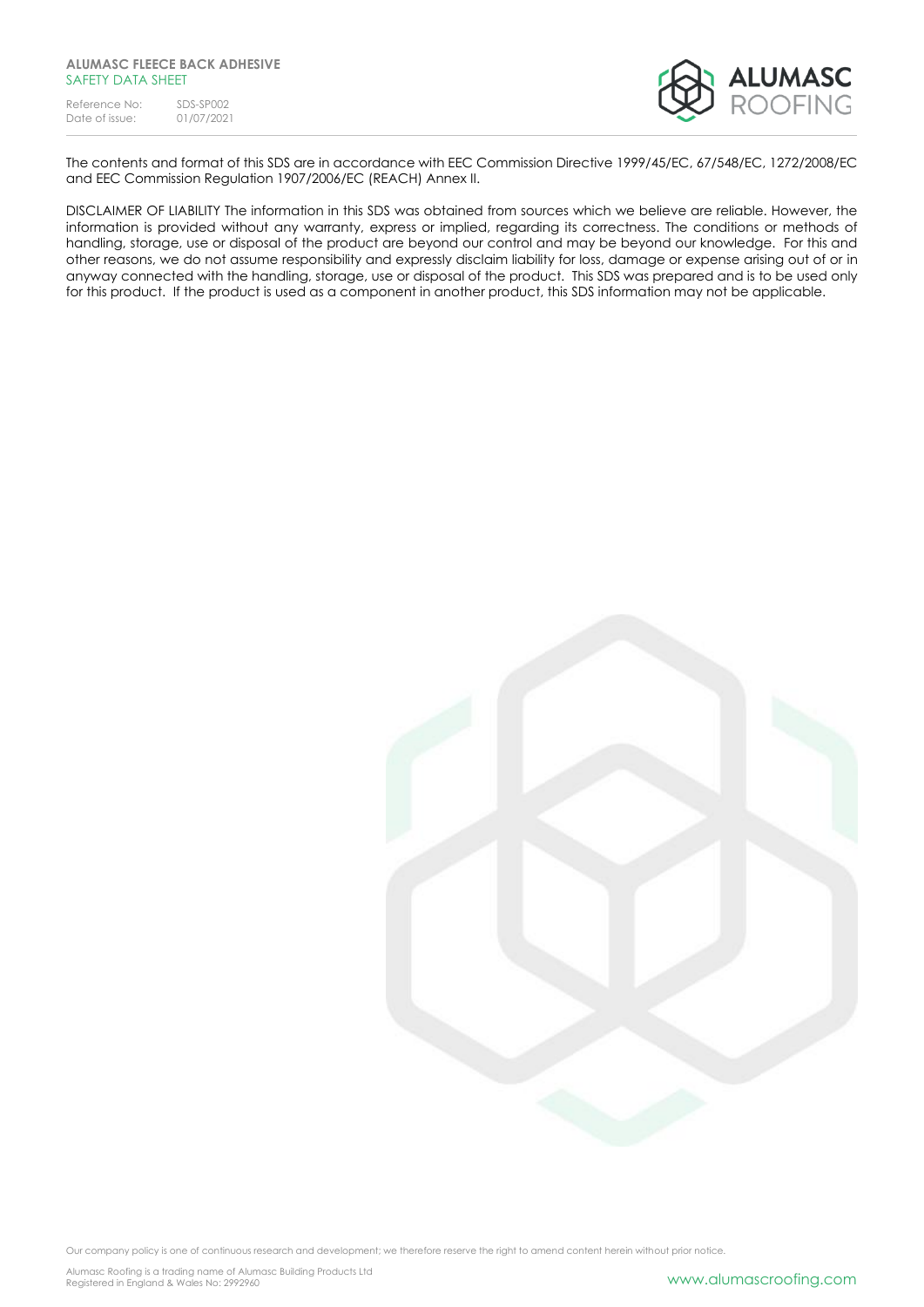The contents and format of this SDS are in accordance with EEC Commission Directive 1999/45/EC, 67/548/EC, 1272/2008/EC and EEC Commission Regulation 1907/2006/EC (REACH) Annex II.

DISCLAIMER OF LIABILITY The information in this SDS was obtained from sources which we believe are reliable. However, the information is provided without any warranty, express or implied, regarding its correctness. The conditions or methods of handling, storage, use or disposal of the product are beyond our control and may be beyond our knowledge. For this and other reasons, we do not assume responsibility and expressly disclaim liability for loss, damage or expense arising out of or in anyway connected with the handling, storage, use or disposal of the product. This SDS was prepared and is to be used only for this product. If the product is used as a component in another product, this SDS information may not be applicable.